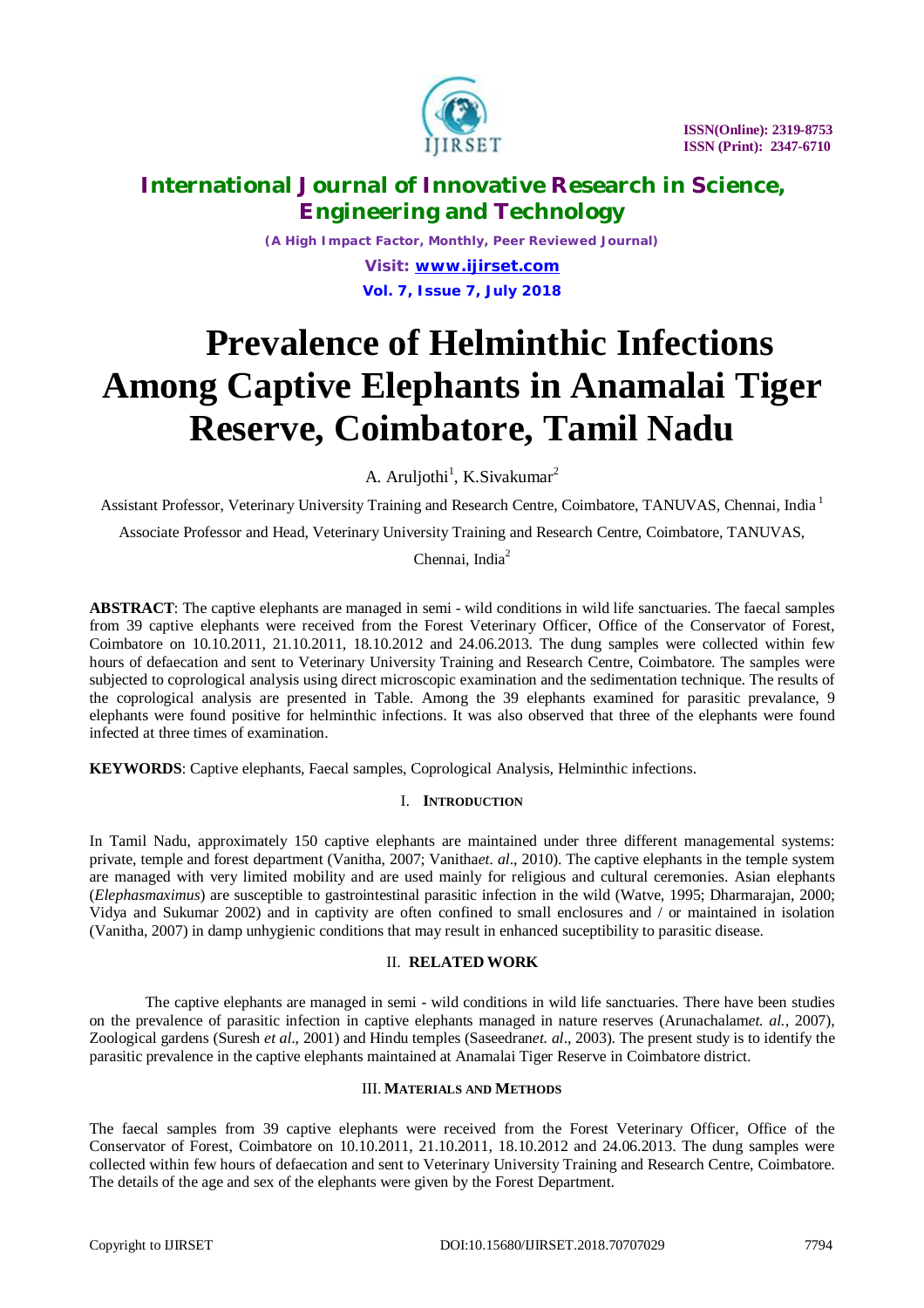# Prevalence of Helminthic Infections Among Captive Elephants in Anamalai Tiger Reserve, Coimbatore, Tamil Nadu

A. Aruljothi[1], K.Sivakumar[2]

Assistant Professor, Veterinary University Training and Research Centre, Coimbatore, TANUVAS, Chennai, India [1]

Associate Professor and Head, Veterinary University Training and Research Centre, Coimbatore, TANUVAS, Chennai, India[2]

**ABSTRACT**: The captive elephants are managed in semi - wild conditions in wild life sanctuaries. The faecal samples from 39 captive elephants were received from the Forest Veterinary Officer, Office of the Conservator of Forest, Coimbatore on 10.10.2011, 21.10.2011, 18.10.2012 and 24.06.2013. The dung samples were collected within few hours of defaecation and sent to Veterinary University Training and Research Centre, Coimbatore. The samples were subjected to coprological analysis using direct microscopic examination and the sedimentation technique. The results of the coprological analysis are presented in Table. Among the 39 elephants examined for parasitic prevalance, 9 elephants were found positive for helminthic infections. It was also observed that three of the elephants were found infected at three times of examination.

**KEYWORDS**: Captive elephants, Faecal samples, Coprological Analysis, Helminthic infections.

## I. Introduction

In Tamil Nadu, approximately 150 captive elephants are maintained under three different managemental systems: private, temple and forest department (Vanitha, 2007; Vanitha*et. al*., 2010). The captive elephants in the temple system are managed with very limited mobility and are used mainly for religious and cultural ceremonies. Asian elephants (*Elephasmaximus*) are susceptible to gastrointestinal parasitic infection in the wild (Watve, 1995; Dharmarajan, 2000; Vidya and Sukumar 2002) and in captivity are often confined to small enclosures and / or maintained in isolation (Vanitha, 2007) in damp unhygienic conditions that may result in enhanced suceptibility to parasitic disease.

## II. RELATED WORK

The captive elephants are managed in semi - wild conditions in wild life sanctuaries. There have been studies on the prevalence of parasitic infection in captive elephants managed in nature reserves (Arunachalam*et. al.*, 2007), Zoological gardens (Suresh *et al*., 2001) and Hindu temples (Saseedran*et. al*., 2003). The present study is to identify the parasitic prevalence in the captive elephants maintained at Anamalai Tiger Reserve in Coimbatore district.

## III. Materials and Methods

The faecal samples from 39 captive elephants were received from the Forest Veterinary Officer, Office of the Conservator of Forest, Coimbatore on 10.10.2011, 21.10.2011, 18.10.2012 and 24.06.2013. The dung samples were collected within few hours of defaecation and sent to Veterinary University Training and Research Centre, Coimbatore. The details of the age and sex of the elephants were given by the Forest Department.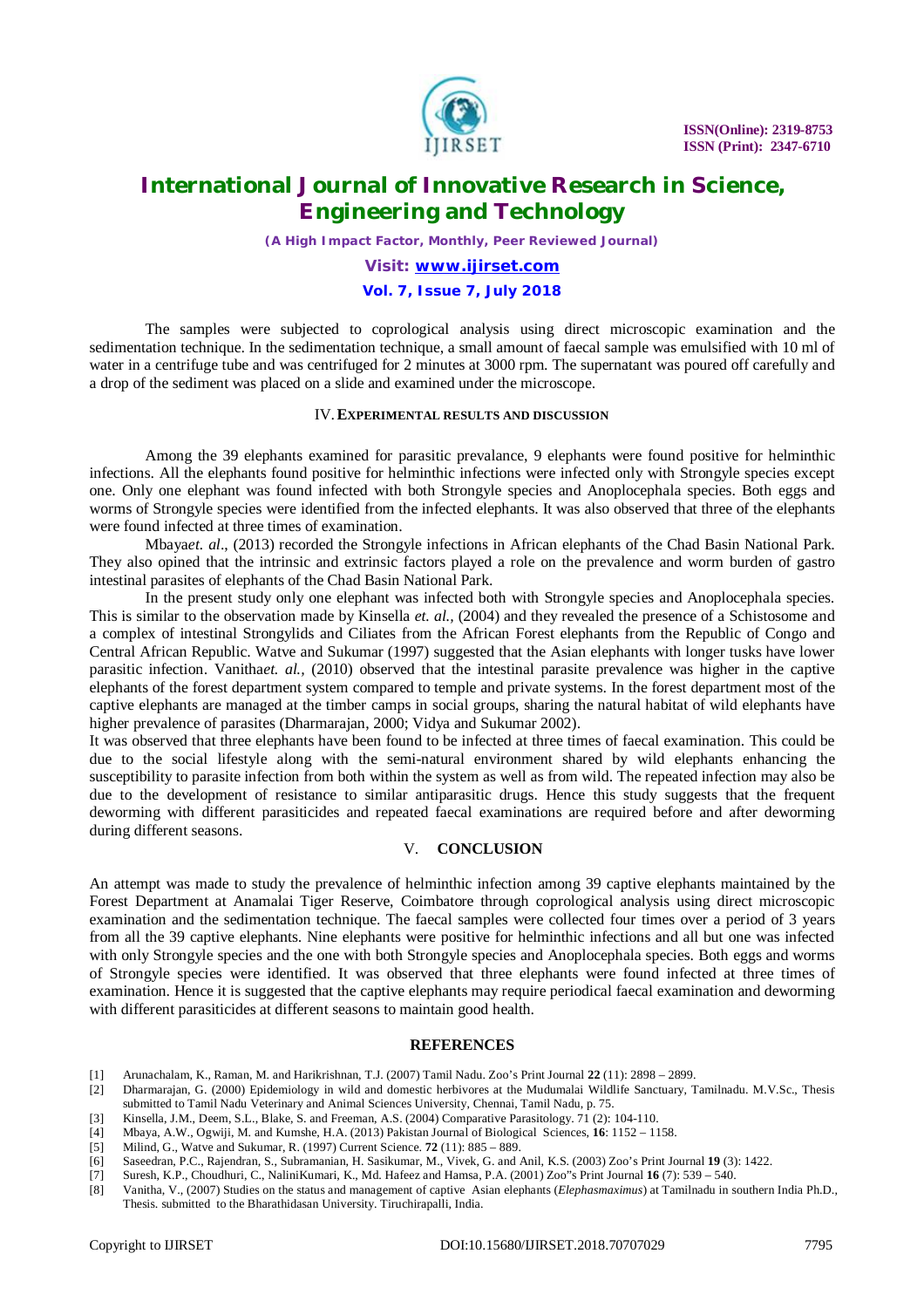The samples were subjected to coprological analysis using direct microscopic examination and the sedimentation technique. In the sedimentation technique, a small amount of faecal sample was emulsified with 10 ml of water in a centrifuge tube and was centrifuged for 2 minutes at 3000 rpm. The supernatant was poured off carefully and a drop of the sediment was placed on a slide and examined under the microscope.

## IV. EXPERIMENTAL RESULTS AND DISCUSSION

Among the 39 elephants examined for parasitic prevalance, 9 elephants were found positive for helminthic infections. All the elephants found positive for helminthic infections were infected only with Strongyle species except one. Only one elephant was found infected with both Strongyle species and Anoplocephala species. Both eggs and worms of Strongyle species were identified from the infected elephants. It was also observed that three of the elephants were found infected at three times of examination.

Mbaya*et. al*., (2013) recorded the Strongyle infections in African elephants of the Chad Basin National Park. They also opined that the intrinsic and extrinsic factors played a role on the prevalence and worm burden of gastro intestinal parasites of elephants of the Chad Basin National Park.

In the present study only one elephant was infected both with Strongyle species and Anoplocephala species. This is similar to the observation made by Kinsella *et. al.,* (2004) and they revealed the presence of a Schistosome and a complex of intestinal Strongylids and Ciliates from the African Forest elephants from the Republic of Congo and Central African Republic. Watve and Sukumar (1997) suggested that the Asian elephants with longer tusks have lower parasitic infection. Vanitha*et. al.*, (2010) observed that the intestinal parasite prevalence was higher in the captive elephants of the forest department system compared to temple and private systems. In the forest department most of the captive elephants are managed at the timber camps in social groups, sharing the natural habitat of wild elephants have higher prevalence of parasites (Dharmarajan, 2000; Vidya and Sukumar 2002).

It was observed that three elephants have been found to be infected at three times of faecal examination. This could be due to the social lifestyle along with the semi-natural environment shared by wild elephants enhancing the susceptibility to parasite infection from both within the system as well as from wild. The repeated infection may also be due to the development of resistance to similar antiparasitic drugs. Hence this study suggests that the frequent deworming with different parasiticides and repeated faecal examinations are required before and after deworming during different seasons.

## V. CONCLUSION

An attempt was made to study the prevalence of helminthic infection among 39 captive elephants maintained by the Forest Department at Anamalai Tiger Reserve, Coimbatore through coprological analysis using direct microscopic examination and the sedimentation technique. The faecal samples were collected four times over a period of 3 years from all the 39 captive elephants. Nine elephants were positive for helminthic infections and all but one was infected with only Strongyle species and the one with both Strongyle species and Anoplocephala species. Both eggs and worms of Strongyle species were identified. It was observed that three elephants were found infected at three times of examination. Hence it is suggested that the captive elephants may require periodical faecal examination and deworming with different parasiticides at different seasons to maintain good health.

## REFERENCES

[1] Arunachalam, K., Raman, M. and Harikrishnan, T.J. (2007) Tamil Nadu. Zoo's Print Journal **22** (11): 2898 – 2899.

[2] Dharmarajan, G. (2000) Epidemiology in wild and domestic herbivores at the Mudumalai Wildlife Sanctuary, Tamilnadu. M.V.Sc., Thesis submitted to Tamil Nadu Veterinary and Animal Sciences University, Chennai, Tamil Nadu, p. 75.

[3] Kinsella, J.M., Deem, S.L., Blake, S. and Freeman, A.S. (2004) Comparative Parasitology. 71 (2): 104-110.

[4] Mbaya, A.W., Ogwiji, M. and Kumshe, H.A. (2013) Pakistan Journal of Biological Sciences, **16**: 1152 – 1158.

[5] Milind, G., Watve and Sukumar, R. (1997) Current Science. **72** (11): 885 – 889.

[6] Saseedran, P.C., Rajendran, S., Subramanian, H. Sasikumar, M., Vivek, G. and Anil, K.S. (2003) Zoo's Print Journal **19** (3): 1422.

[7] Suresh, K.P., Choudhuri, C., NaliniKumari, K., Md. Hafeez and Hamsa, P.A. (2001) Zoo"s Print Journal **16** (7): 539 – 540.

[8] Vanitha, V., (2007) Studies on the status and management of captive Asian elephants (*Elephasmaximus*) at Tamilnadu in southern India Ph.D., Thesis. submitted to the Bharathidasan University. Tiruchirapalli, India.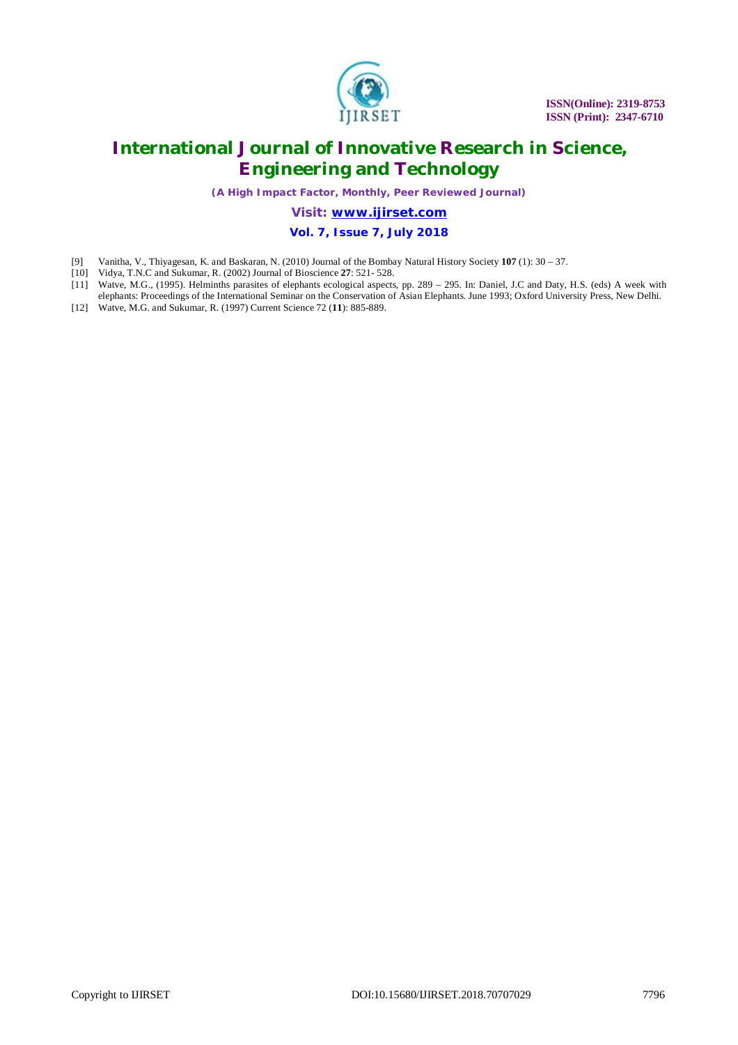[9] Vanitha, V., Thiyagesan, K. and Baskaran, N. (2010) Journal of the Bombay Natural History Society **107** (1): 30 – 37.

[10] Vidya, T.N.C and Sukumar, R. (2002) Journal of Bioscience **27**: 521- 528.

[11] Watve, M.G., (1995). Helminths parasites of elephants ecological aspects, pp. 289 – 295. In: Daniel, J.C and Daty, H.S. (eds) A week with elephants: Proceedings of the International Seminar on the Conservation of Asian Elephants. June 1993; Oxford University Press, New Delhi.

[12] Watve, M.G. and Sukumar, R. (1997) Current Science 72 (**11**): 885-889.